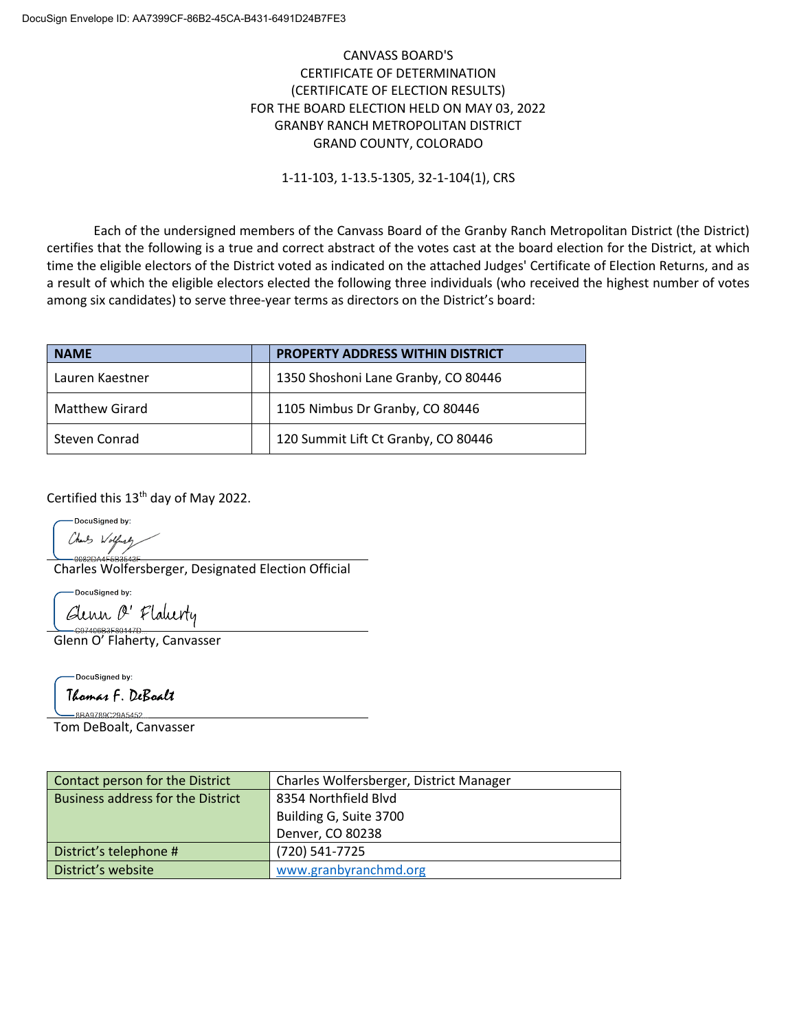DocuSign Envelope ID: AA7399CF-86B2-45CA-B431-6491D24B7FE3

CANVASS BOARD'S
CERTIFICATE OF DETERMINATION
(CERTIFICATE OF ELECTION RESULTS)
FOR THE BOARD ELECTION HELD ON MAY 03, 2022
GRANBY RANCH METROPOLITAN DISTRICT
GRAND COUNTY, COLORADO

1-11-103, 1-13.5-1305, 32-1-104(1), CRS

Each of the undersigned members of the Canvass Board of the Granby Ranch Metropolitan District (the District) certifies that the following is a true and correct abstract of the votes cast at the board election for the District, at which time the eligible electors of the District voted as indicated on the attached Judges' Certificate of Election Returns, and as a result of which the eligible electors elected the following three individuals (who received the highest number of votes among six candidates) to serve three-year terms as directors on the District's board:

| NAME | | PROPERTY ADDRESS WITHIN DISTRICT |
|---|---|---|
| Lauren Kaestner | | 1350 Shoshoni Lane Granby, CO 80446 |
| Matthew Girard | | 1105 Nimbus Dr Granby, CO 80446 |
| Steven Conrad | | 120 Summit Lift Ct Granby, CO 80446 |

Certified this 13th day of May 2022.

DocuSigned by:
Charles Wolfersberger
8082DA4F5B35435...

Charles Wolfersberger, Designated Election Official

DocuSigned by:
Glenn O' Flaherty
C97406B3F80147D...

Glenn O' Flaherty, Canvasser

DocuSigned by:
Thomas F. DeBoalt
8BA9789C29A5452...

Tom DeBoalt, Canvasser

| Contact person for the District | Charles Wolfersberger, District Manager |
|---|---|
| Business address for the District | 8354 Northfield Blvd<br>Building G, Suite 3700<br>Denver, CO 80238 |
| District's telephone # | (720) 541-7725 |
| District's website | www.granbyranchmd.org |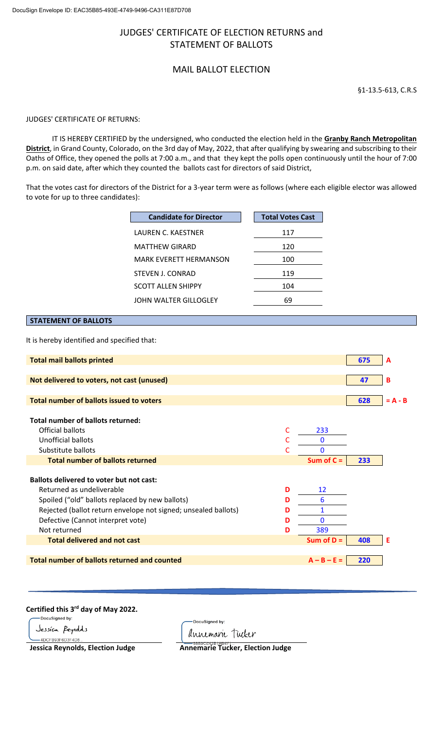DocuSign Envelope ID: EAC35B85-493E-4749-9496-CA311E87D708

# JUDGES' CERTIFICATE OF ELECTION RETURNS and STATEMENT OF BALLOTS

## MAIL BALLOT ELECTION

§1-13.5-613, C.R.S

JUDGES' CERTIFICATE OF RETURNS:

IT IS HEREBY CERTIFIED by the undersigned, who conducted the election held in the **Granby Ranch Metropolitan District**, in Grand County, Colorado, on the 3rd day of May, 2022, that after qualifying by swearing and subscribing to their Oaths of Office, they opened the polls at 7:00 a.m., and that they kept the polls open continuously until the hour of 7:00 p.m. on said date, after which they counted the ballots cast for directors of said District,

That the votes cast for directors of the District for a 3-year term were as follows (where each eligible elector was allowed to vote for up to three candidates):

| Candidate for Director | Total Votes Cast |
|---|---|
| LAUREN C. KAESTNER | 117 |
| MATTHEW GIRARD | 120 |
| MARK EVERETT HERMANSON | 100 |
| STEVEN J. CONRAD | 119 |
| SCOTT ALLEN SHIPPY | 104 |
| JOHN WALTER GILLOGLEY | 69 |

### STATEMENT OF BALLOTS

It is hereby identified and specified that:

| | | | | |
|---|---|---|---|---|
| **Total mail ballots printed** | | | 675 | A |
| **Not delivered to voters, not cast (unused)** | | | 47 | B |
| **Total number of ballots issued to voters** | | | 628 | = A - B |
| **Total number of ballots returned:** | | | | |
| Official ballots | C | 233 | | |
| Unofficial ballots | C | 0 | | |
| Substitute ballots | C | 0 | | |
| **Total number of ballots returned** | | Sum of C = | 233 | |
| **Ballots delivered to voter but not cast:** | | | | |
| Returned as undeliverable | D | 12 | | |
| Spoiled ("old" ballots replaced by new ballots) | D | 6 | | |
| Rejected (ballot return envelope not signed; unsealed ballots) | D | 1 | | |
| Defective (Cannot interpret vote) | D | 0 | | |
| Not returned | D | 389 | | |
| **Total delivered and not cast** | | Sum of D = | 408 | E |
| **Total number of ballots returned and counted** | | A – B – E = | 220 | |

**Certified this 3rd day of May 2022.**

DocuSigned by: Jessica Reynolds
4DCFB93F6D3F4D8...

**Jessica Reynolds, Election Judge**

DocuSigned by: Annemarie Tucker

**Annemarie Tucker, Election Judge**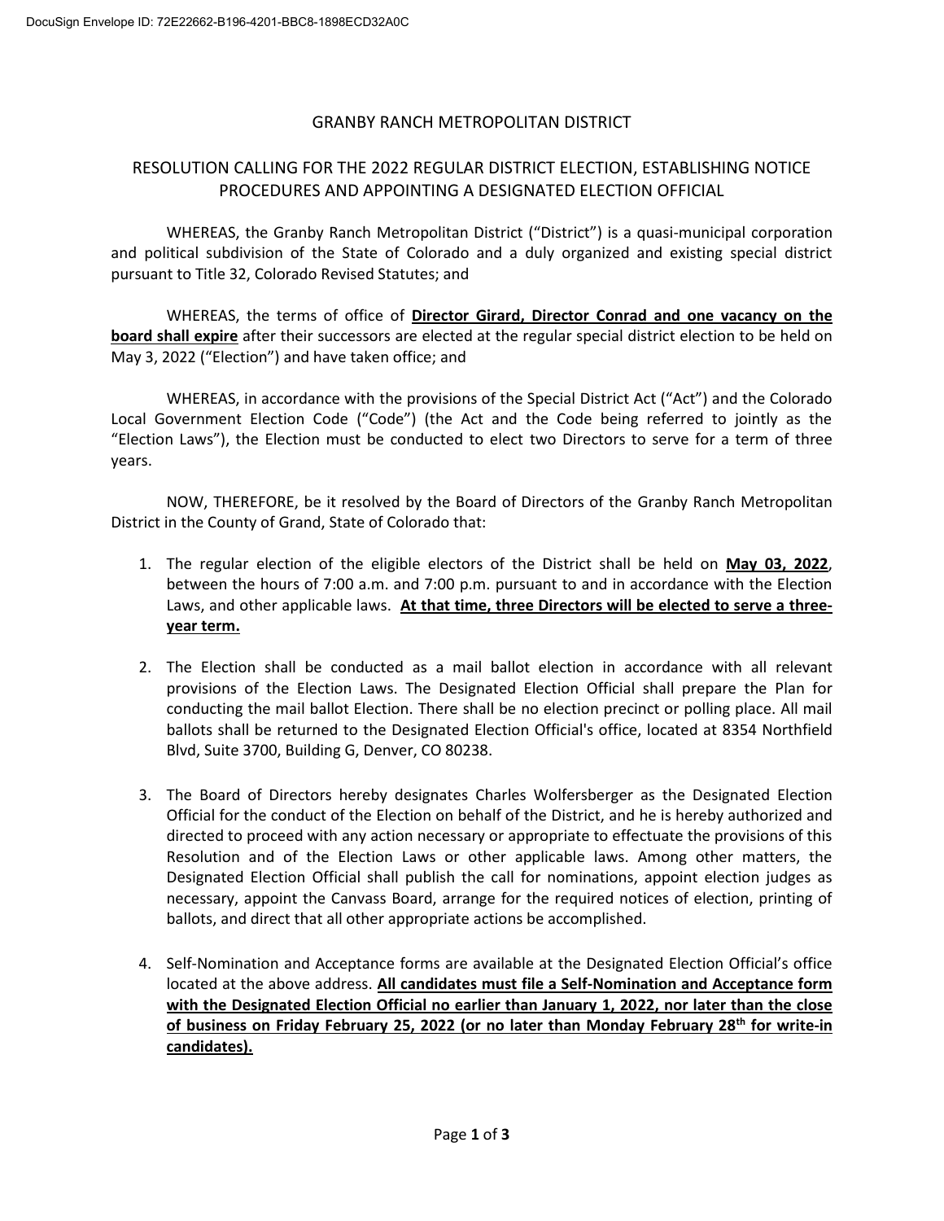DocuSign Envelope ID: 72E22662-B196-4201-BBC8-1898ECD32A0C

GRANBY RANCH METROPOLITAN DISTRICT

RESOLUTION CALLING FOR THE 2022 REGULAR DISTRICT ELECTION, ESTABLISHING NOTICE PROCEDURES AND APPOINTING A DESIGNATED ELECTION OFFICIAL

WHEREAS, the Granby Ranch Metropolitan District ("District") is a quasi-municipal corporation and political subdivision of the State of Colorado and a duly organized and existing special district pursuant to Title 32, Colorado Revised Statutes; and

WHEREAS, the terms of office of **Director Girard, Director Conrad and one vacancy on the board shall expire** after their successors are elected at the regular special district election to be held on May 3, 2022 ("Election") and have taken office; and

WHEREAS, in accordance with the provisions of the Special District Act ("Act") and the Colorado Local Government Election Code ("Code") (the Act and the Code being referred to jointly as the "Election Laws"), the Election must be conducted to elect two Directors to serve for a term of three years.

NOW, THEREFORE, be it resolved by the Board of Directors of the Granby Ranch Metropolitan District in the County of Grand, State of Colorado that:

1. The regular election of the eligible electors of the District shall be held on **May 03, 2022**, between the hours of 7:00 a.m. and 7:00 p.m. pursuant to and in accordance with the Election Laws, and other applicable laws. **At that time, three Directors will be elected to serve a three-year term.**

2. The Election shall be conducted as a mail ballot election in accordance with all relevant provisions of the Election Laws. The Designated Election Official shall prepare the Plan for conducting the mail ballot Election. There shall be no election precinct or polling place. All mail ballots shall be returned to the Designated Election Official's office, located at 8354 Northfield Blvd, Suite 3700, Building G, Denver, CO 80238.

3. The Board of Directors hereby designates Charles Wolfersberger as the Designated Election Official for the conduct of the Election on behalf of the District, and he is hereby authorized and directed to proceed with any action necessary or appropriate to effectuate the provisions of this Resolution and of the Election Laws or other applicable laws. Among other matters, the Designated Election Official shall publish the call for nominations, appoint election judges as necessary, appoint the Canvass Board, arrange for the required notices of election, printing of ballots, and direct that all other appropriate actions be accomplished.

4. Self-Nomination and Acceptance forms are available at the Designated Election Official's office located at the above address. **All candidates must file a Self-Nomination and Acceptance form with the Designated Election Official no earlier than January 1, 2022, nor later than the close of business on Friday February 25, 2022 (or no later than Monday February 28th for write-in candidates).**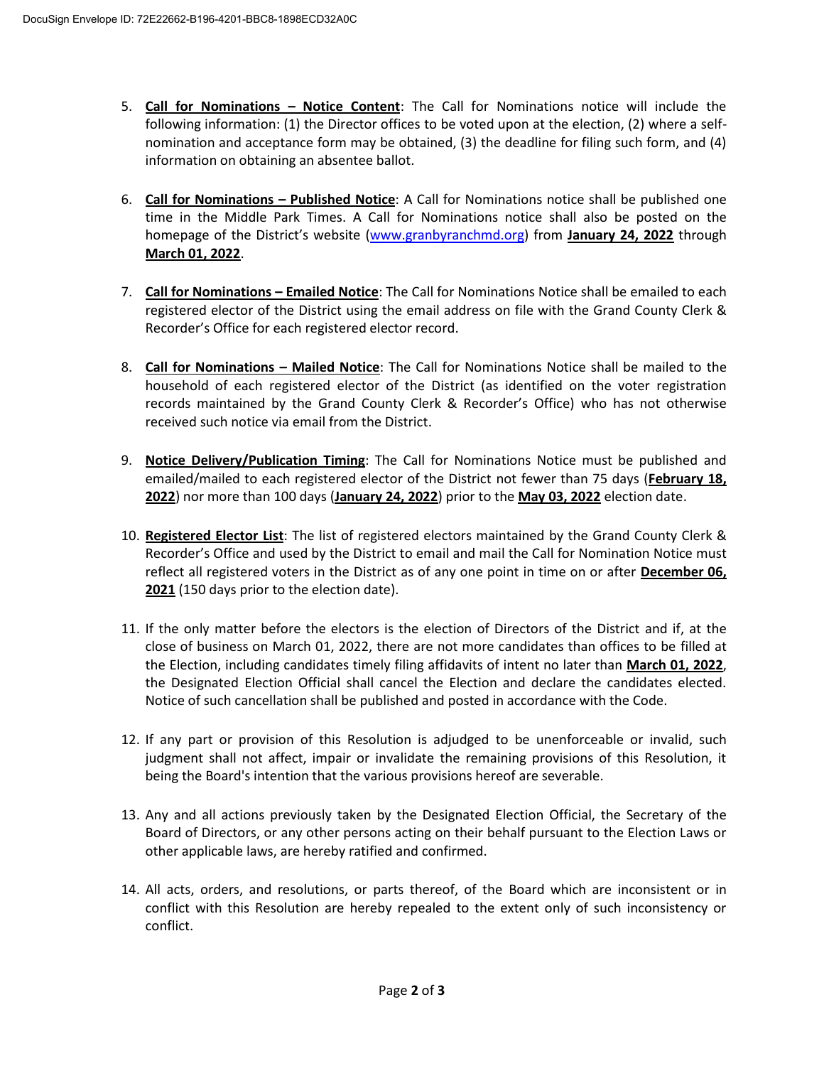DocuSign Envelope ID: 72E22662-B196-4201-BBC8-1898ECD32A0C

5. **Call for Nominations – Notice Content**: The Call for Nominations notice will include the following information: (1) the Director offices to be voted upon at the election, (2) where a self-nomination and acceptance form may be obtained, (3) the deadline for filing such form, and (4) information on obtaining an absentee ballot.

6. **Call for Nominations – Published Notice**: A Call for Nominations notice shall be published one time in the Middle Park Times. A Call for Nominations notice shall also be posted on the homepage of the District's website (www.granbyranchmd.org) from **January 24, 2022** through **March 01, 2022**.

7. **Call for Nominations – Emailed Notice**: The Call for Nominations Notice shall be emailed to each registered elector of the District using the email address on file with the Grand County Clerk & Recorder's Office for each registered elector record.

8. **Call for Nominations – Mailed Notice**: The Call for Nominations Notice shall be mailed to the household of each registered elector of the District (as identified on the voter registration records maintained by the Grand County Clerk & Recorder's Office) who has not otherwise received such notice via email from the District.

9. **Notice Delivery/Publication Timing**: The Call for Nominations Notice must be published and emailed/mailed to each registered elector of the District not fewer than 75 days (**February 18, 2022**) nor more than 100 days (**January 24, 2022**) prior to the **May 03, 2022** election date.

10. **Registered Elector List**: The list of registered electors maintained by the Grand County Clerk & Recorder's Office and used by the District to email and mail the Call for Nomination Notice must reflect all registered voters in the District as of any one point in time on or after **December 06, 2021** (150 days prior to the election date).

11. If the only matter before the electors is the election of Directors of the District and if, at the close of business on March 01, 2022, there are not more candidates than offices to be filled at the Election, including candidates timely filing affidavits of intent no later than **March 01, 2022**, the Designated Election Official shall cancel the Election and declare the candidates elected. Notice of such cancellation shall be published and posted in accordance with the Code.

12. If any part or provision of this Resolution is adjudged to be unenforceable or invalid, such judgment shall not affect, impair or invalidate the remaining provisions of this Resolution, it being the Board's intention that the various provisions hereof are severable.

13. Any and all actions previously taken by the Designated Election Official, the Secretary of the Board of Directors, or any other persons acting on their behalf pursuant to the Election Laws or other applicable laws, are hereby ratified and confirmed.

14. All acts, orders, and resolutions, or parts thereof, of the Board which are inconsistent or in conflict with this Resolution are hereby repealed to the extent only of such inconsistency or conflict.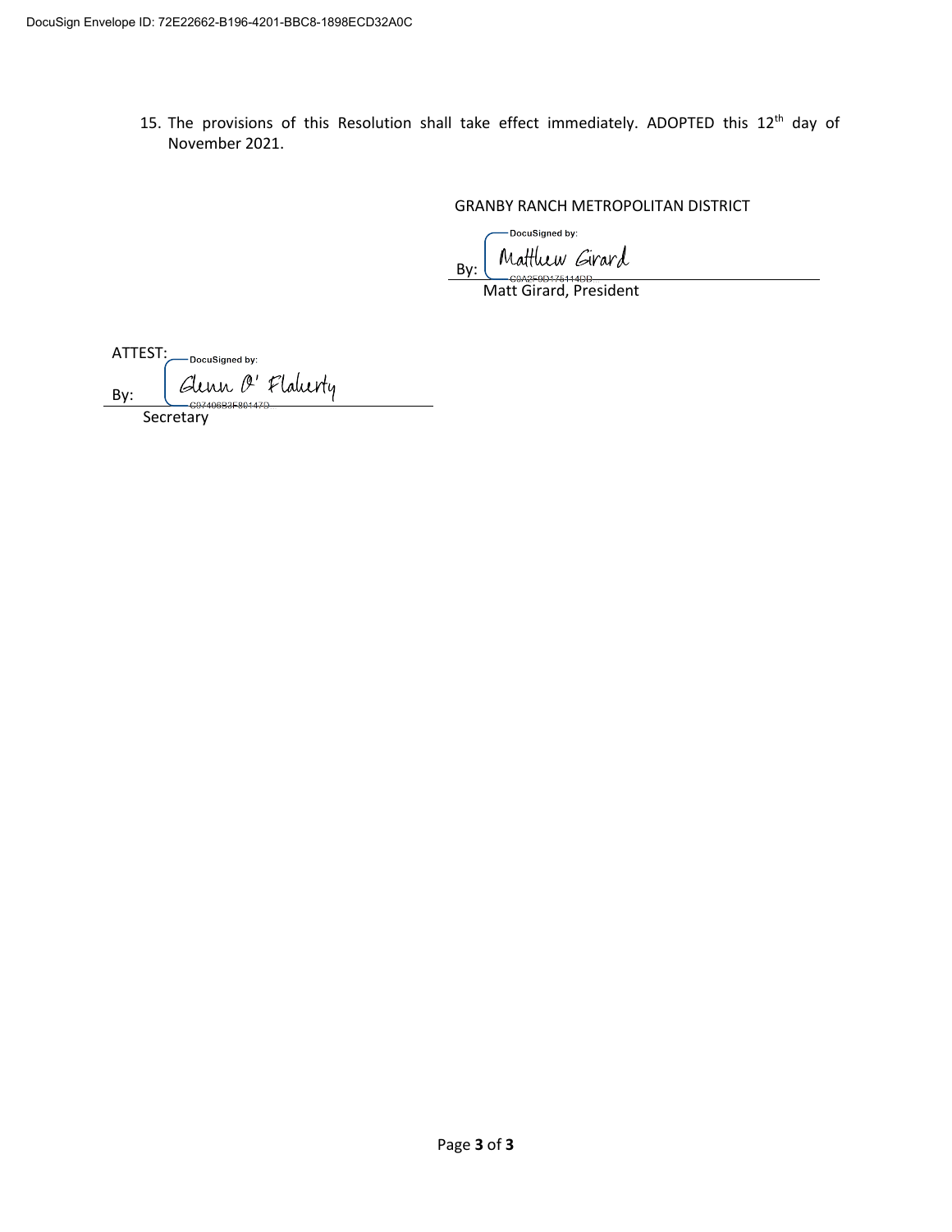DocuSign Envelope ID: 72E22662-B196-4201-BBC8-1898ECD32A0C

15. The provisions of this Resolution shall take effect immediately. ADOPTED this 12th day of November 2021.

GRANBY RANCH METROPOLITAN DISTRICT

DocuSigned by:

By: Matthew Girard

C0A250D175114DD

Matt Girard, President

ATTEST:

DocuSigned by:

By: Glenn O' Flaherty

C87406B3F80147D

Secretary